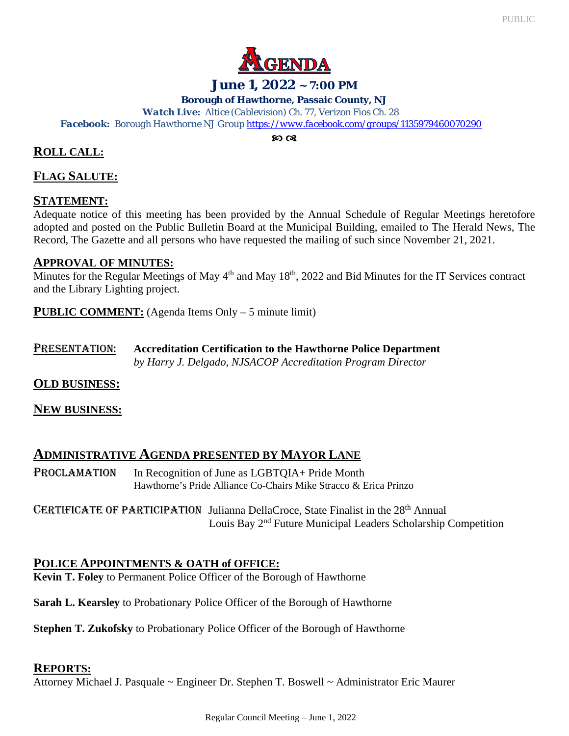# AGENDA

## June 1, 2022 ~ 7:00 PM

**Borough of Hawthorne, Passaic County, NJ**

***Watch Live:*** *Altice (Cablevision) Ch. 77, Verizon Fios Ch. 28*

***Facebook:*** *Borough Hawthorne NJ Group* https://www.facebook.com/groups/1135979460070290

## ROLL CALL:

## FLAG SALUTE:

## STATEMENT:

Adequate notice of this meeting has been provided by the Annual Schedule of Regular Meetings heretofore adopted and posted on the Public Bulletin Board at the Municipal Building, emailed to The Herald News, The Record, The Gazette and all persons who have requested the mailing of such since November 21, 2021.

## APPROVAL OF MINUTES:

Minutes for the Regular Meetings of May 4th and May 18th, 2022 and Bid Minutes for the IT Services contract and the Library Lighting project.

**PUBLIC COMMENT:** (Agenda Items Only – 5 minute limit)

**PRESENTATION:** **Accreditation Certification to the Hawthorne Police Department**
*by Harry J. Delgado, NJSACOP Accreditation Program Director*

## OLD BUSINESS:

## NEW BUSINESS:

## ADMINISTRATIVE AGENDA PRESENTED BY MAYOR LANE

**PROCLAMATION** In Recognition of June as LGBTQIA+ Pride Month
Hawthorne's Pride Alliance Co-Chairs Mike Stracco & Erica Prinzo

**CERTIFICATE OF PARTICIPATION** Julianna DellaCroce, State Finalist in the 28th Annual Louis Bay 2nd Future Municipal Leaders Scholarship Competition

## POLICE APPOINTMENTS & OATH of OFFICE:

**Kevin T. Foley** to Permanent Police Officer of the Borough of Hawthorne

**Sarah L. Kearsley** to Probationary Police Officer of the Borough of Hawthorne

**Stephen T. Zukofsky** to Probationary Police Officer of the Borough of Hawthorne

## REPORTS:

Attorney Michael J. Pasquale ~ Engineer Dr. Stephen T. Boswell ~ Administrator Eric Maurer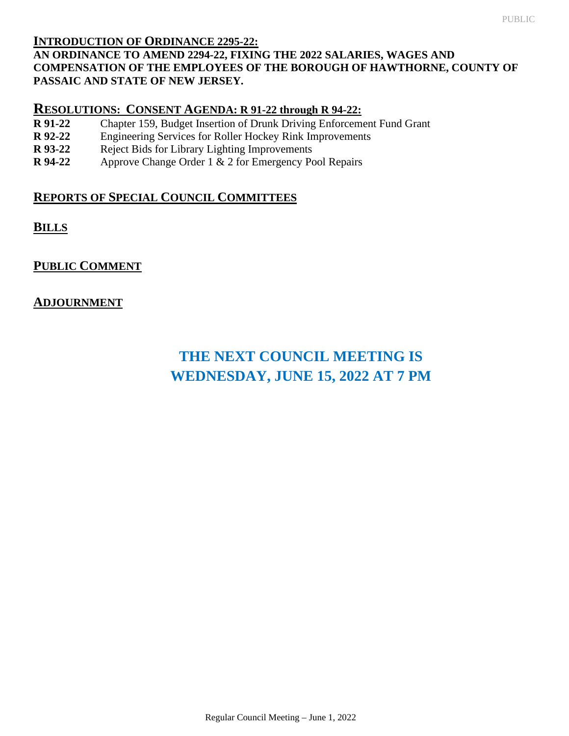## INTRODUCTION OF ORDINANCE 2295-22:

**AN ORDINANCE TO AMEND 2294-22, FIXING THE 2022 SALARIES, WAGES AND COMPENSATION OF THE EMPLOYEES OF THE BOROUGH OF HAWTHORNE, COUNTY OF PASSAIC AND STATE OF NEW JERSEY.**

## RESOLUTIONS: CONSENT AGENDA: R 91-22 through R 94-22:

**R 91-22** Chapter 159, Budget Insertion of Drunk Driving Enforcement Fund Grant
**R 92-22** Engineering Services for Roller Hockey Rink Improvements
**R 93-22** Reject Bids for Library Lighting Improvements
**R 94-22** Approve Change Order 1 & 2 for Emergency Pool Repairs

## REPORTS OF SPECIAL COUNCIL COMMITTEES

## BILLS

## PUBLIC COMMENT

## ADJOURNMENT

**THE NEXT COUNCIL MEETING IS WEDNESDAY, JUNE 15, 2022 AT 7 PM**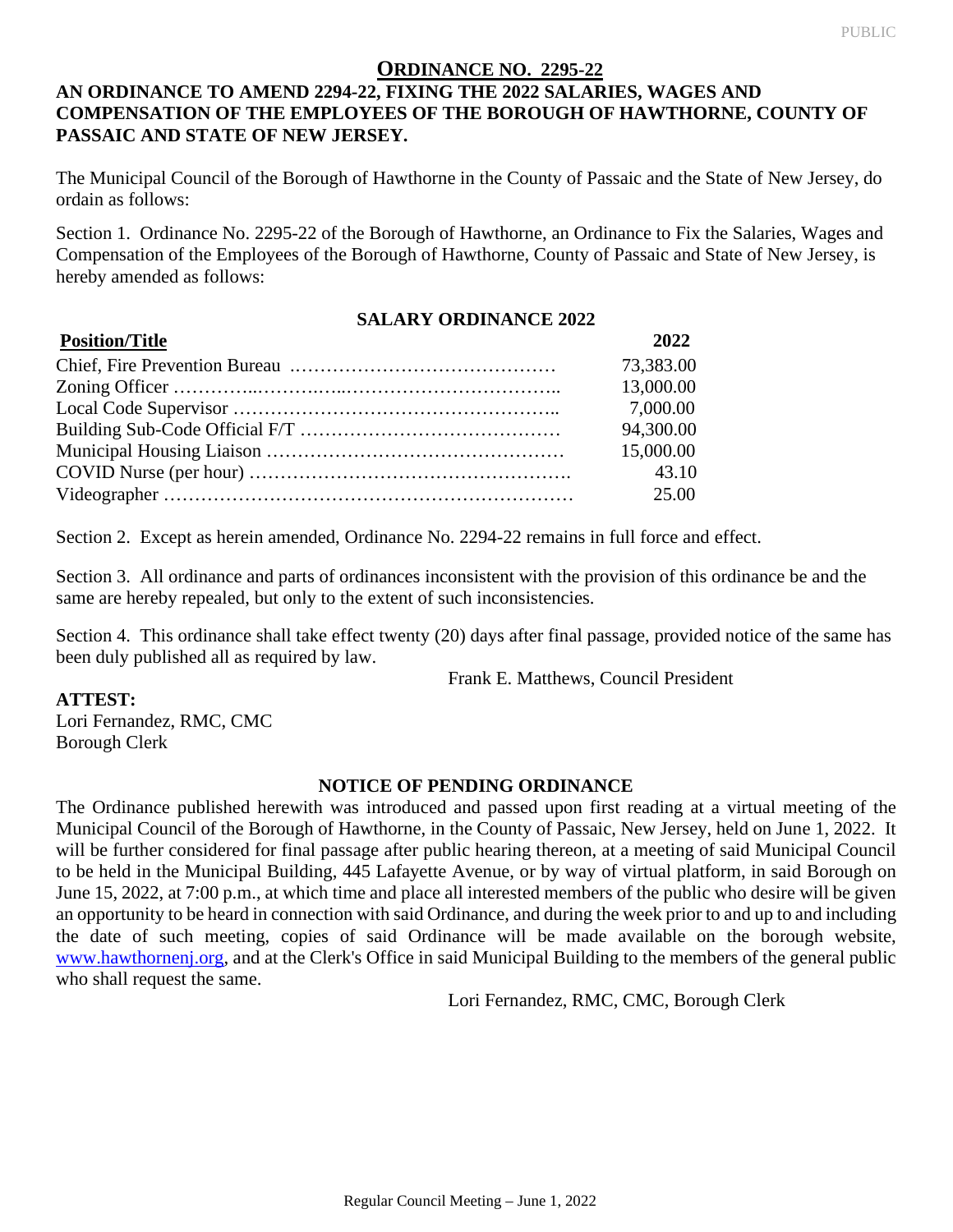# ORDINANCE NO. 2295-22

**AN ORDINANCE TO AMEND 2294-22, FIXING THE 2022 SALARIES, WAGES AND COMPENSATION OF THE EMPLOYEES OF THE BOROUGH OF HAWTHORNE, COUNTY OF PASSAIC AND STATE OF NEW JERSEY.**

The Municipal Council of the Borough of Hawthorne in the County of Passaic and the State of New Jersey, do ordain as follows:

Section 1. Ordinance No. 2295-22 of the Borough of Hawthorne, an Ordinance to Fix the Salaries, Wages and Compensation of the Employees of the Borough of Hawthorne, County of Passaic and State of New Jersey, is hereby amended as follows:

**SALARY ORDINANCE 2022**

| **Position/Title** | **2022** |
|---|---|
| Chief, Fire Prevention Bureau | 73,383.00 |
| Zoning Officer | 13,000.00 |
| Local Code Supervisor | 7,000.00 |
| Building Sub-Code Official F/T | 94,300.00 |
| Municipal Housing Liaison | 15,000.00 |
| COVID Nurse (per hour) | 43.10 |
| Videographer | 25.00 |

Section 2. Except as herein amended, Ordinance No. 2294-22 remains in full force and effect.

Section 3. All ordinance and parts of ordinances inconsistent with the provision of this ordinance be and the same are hereby repealed, but only to the extent of such inconsistencies.

Section 4. This ordinance shall take effect twenty (20) days after final passage, provided notice of the same has been duly published all as required by law.

Frank E. Matthews, Council President

**ATTEST:**
Lori Fernandez, RMC, CMC
Borough Clerk

**NOTICE OF PENDING ORDINANCE**

The Ordinance published herewith was introduced and passed upon first reading at a virtual meeting of the Municipal Council of the Borough of Hawthorne, in the County of Passaic, New Jersey, held on June 1, 2022. It will be further considered for final passage after public hearing thereon, at a meeting of said Municipal Council to be held in the Municipal Building, 445 Lafayette Avenue, or by way of virtual platform, in said Borough on June 15, 2022, at 7:00 p.m., at which time and place all interested members of the public who desire will be given an opportunity to be heard in connection with said Ordinance, and during the week prior to and up to and including the date of such meeting, copies of said Ordinance will be made available on the borough website, www.hawthornenj.org, and at the Clerk's Office in said Municipal Building to the members of the general public who shall request the same.

Lori Fernandez, RMC, CMC, Borough Clerk